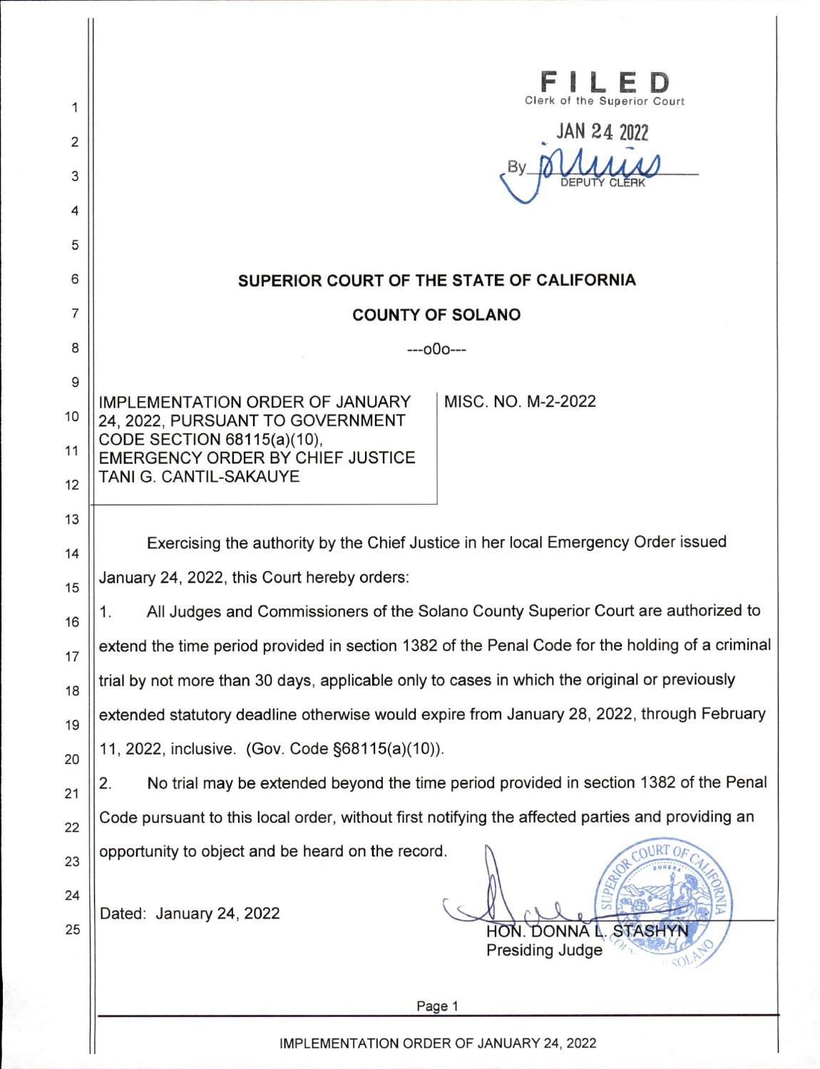**FILED**
Clerk of the Superior Court

JAN 24 2022

By ________
DEPUTY CLERK

## SUPERIOR COURT OF THE STATE OF CALIFORNIA

## COUNTY OF SOLANO

---o0o---

| IMPLEMENTATION ORDER OF JANUARY 24, 2022, PURSUANT TO GOVERNMENT CODE SECTION 68115(a)(10), EMERGENCY ORDER BY CHIEF JUSTICE TANI G. CANTIL-SAKAUYE | MISC. NO. M-2-2022 |
| --- | --- |

Exercising the authority by the Chief Justice in her local Emergency Order issued January 24, 2022, this Court hereby orders:

1. All Judges and Commissioners of the Solano County Superior Court are authorized to extend the time period provided in section 1382 of the Penal Code for the holding of a criminal trial by not more than 30 days, applicable only to cases in which the original or previously extended statutory deadline otherwise would expire from January 28, 2022, through February 11, 2022, inclusive. (Gov. Code §68115(a)(10)).

2. No trial may be extended beyond the time period provided in section 1382 of the Penal Code pursuant to this local order, without first notifying the affected parties and providing an opportunity to object and be heard on the record.

Dated: January 24, 2022

HON. DONNA L. STASHYN
Presiding Judge

IMPLEMENTATION ORDER OF JANUARY 24, 2022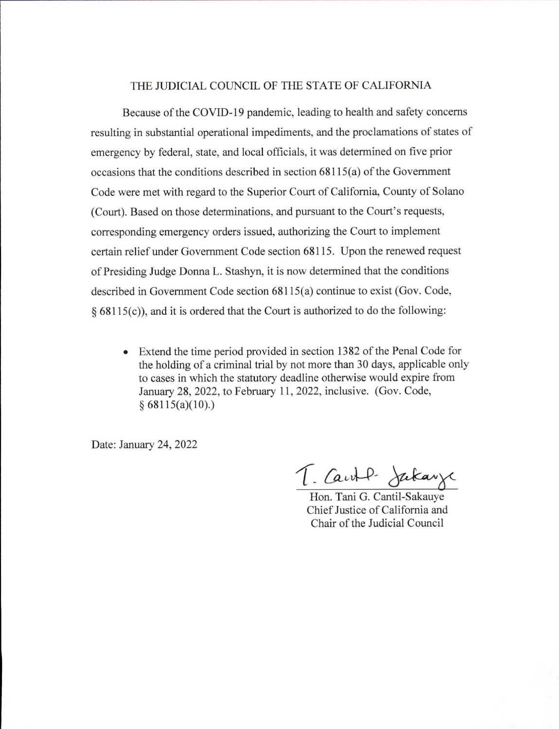THE JUDICIAL COUNCIL OF THE STATE OF CALIFORNIA

Because of the COVID-19 pandemic, leading to health and safety concerns resulting in substantial operational impediments, and the proclamations of states of emergency by federal, state, and local officials, it was determined on five prior occasions that the conditions described in section 68115(a) of the Government Code were met with regard to the Superior Court of California, County of Solano (Court). Based on those determinations, and pursuant to the Court's requests, corresponding emergency orders issued, authorizing the Court to implement certain relief under Government Code section 68115. Upon the renewed request of Presiding Judge Donna L. Stashyn, it is now determined that the conditions described in Government Code section 68115(a) continue to exist (Gov. Code, § 68115(c)), and it is ordered that the Court is authorized to do the following:

- Extend the time period provided in section 1382 of the Penal Code for the holding of a criminal trial by not more than 30 days, applicable only to cases in which the statutory deadline otherwise would expire from January 28, 2022, to February 11, 2022, inclusive. (Gov. Code, § 68115(a)(10).)

Date: January 24, 2022

T. Cantil-Sakauye

Hon. Tani G. Cantil-Sakauye
Chief Justice of California and
Chair of the Judicial Council